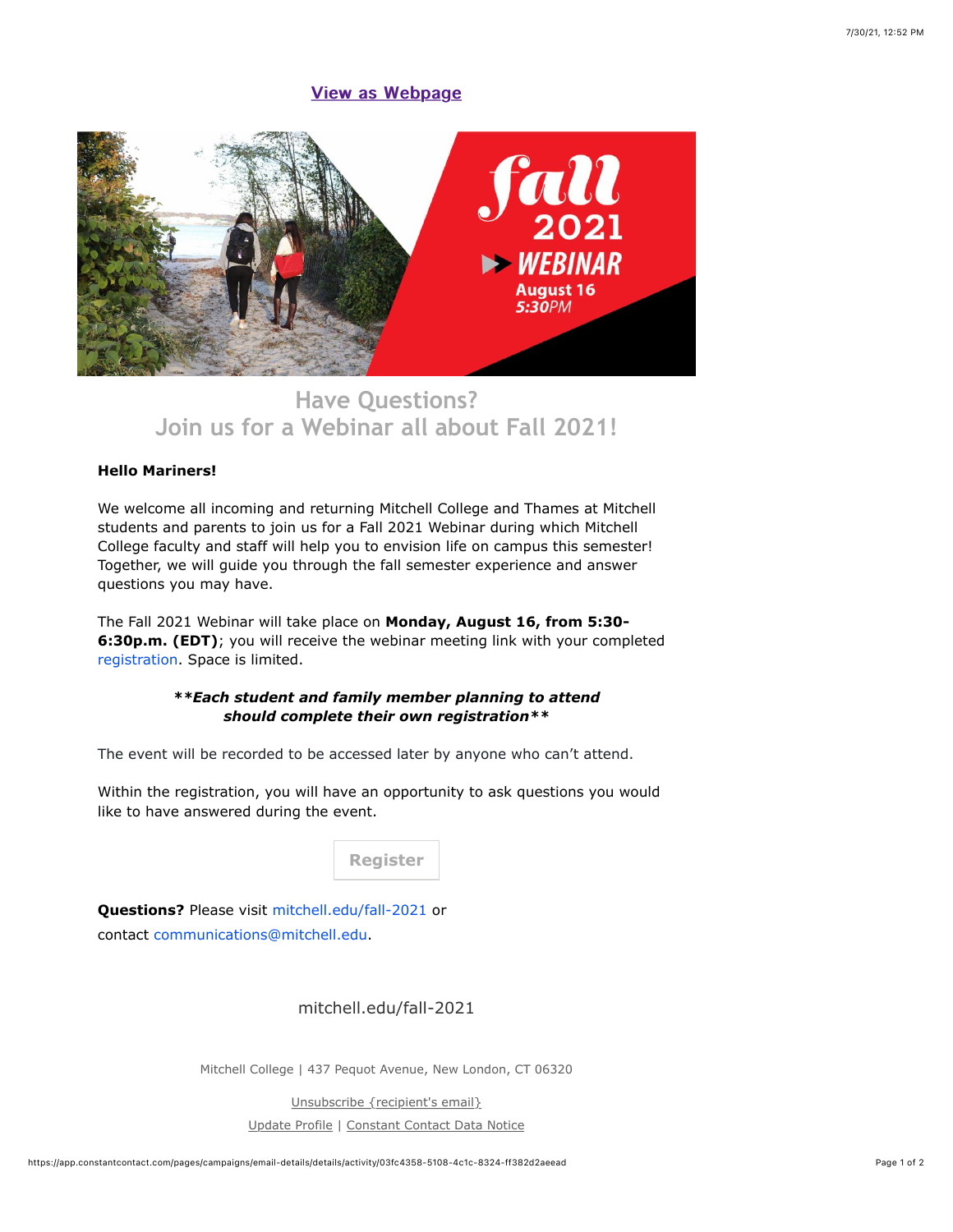[View as Webpage]

fall 2021 WEBINAR August 16 5:30PM

## Have Questions?
## Join us for a Webinar all about Fall 2021!

**Hello Mariners!**

We welcome all incoming and returning Mitchell College and Thames at Mitchell students and parents to join us for a Fall 2021 Webinar during which Mitchell College faculty and staff will help you to envision life on campus this semester! Together, we will guide you through the fall semester experience and answer questions you may have.

The Fall 2021 Webinar will take place on **Monday, August 16, from 5:30-6:30p.m. (EDT)**; you will receive the webinar meeting link with your completed registration. Space is limited.

***\*\*Each student and family member planning to attend should complete their own registration\*\****

The event will be recorded to be accessed later by anyone who can't attend.

Within the registration, you will have an opportunity to ask questions you would like to have answered during the event.

Register

**Questions?** Please visit mitchell.edu/fall-2021 or contact communications@mitchell.edu.

mitchell.edu/fall-2021

Mitchell College | 437 Pequot Avenue, New London, CT 06320

Unsubscribe {recipient's email}

Update Profile | Constant Contact Data Notice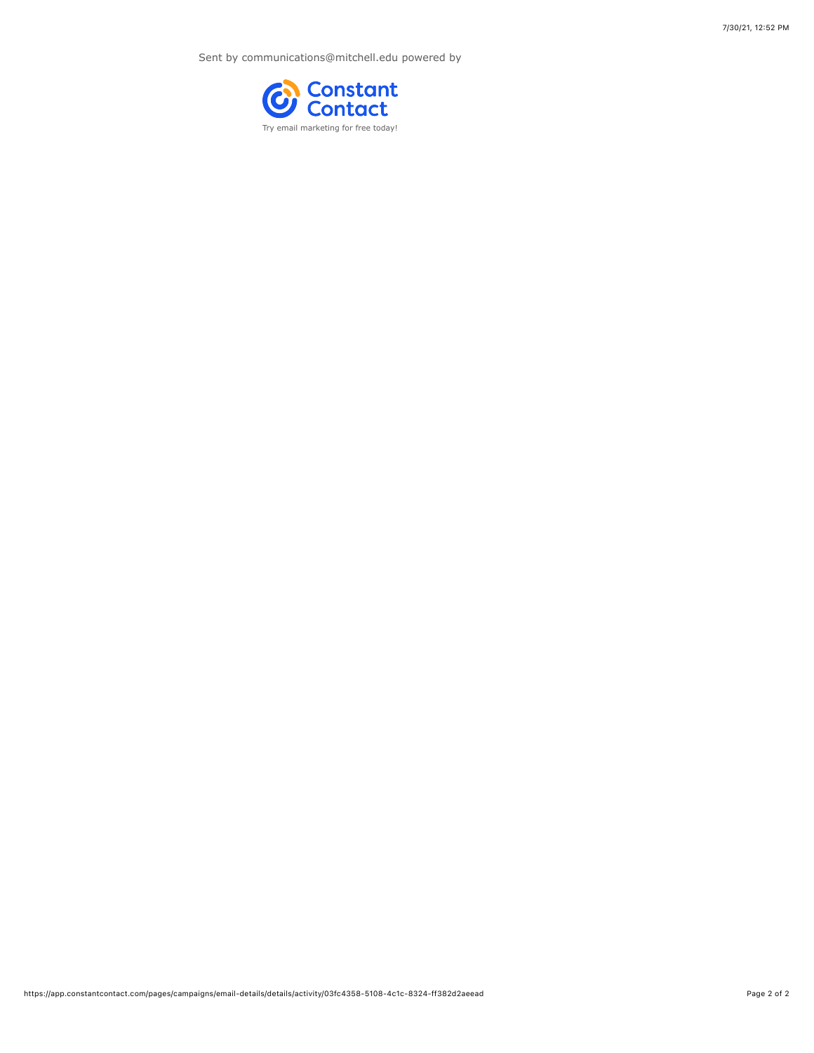Sent by communications@mitchell.edu powered by

Constant Contact

Try email marketing for free today!